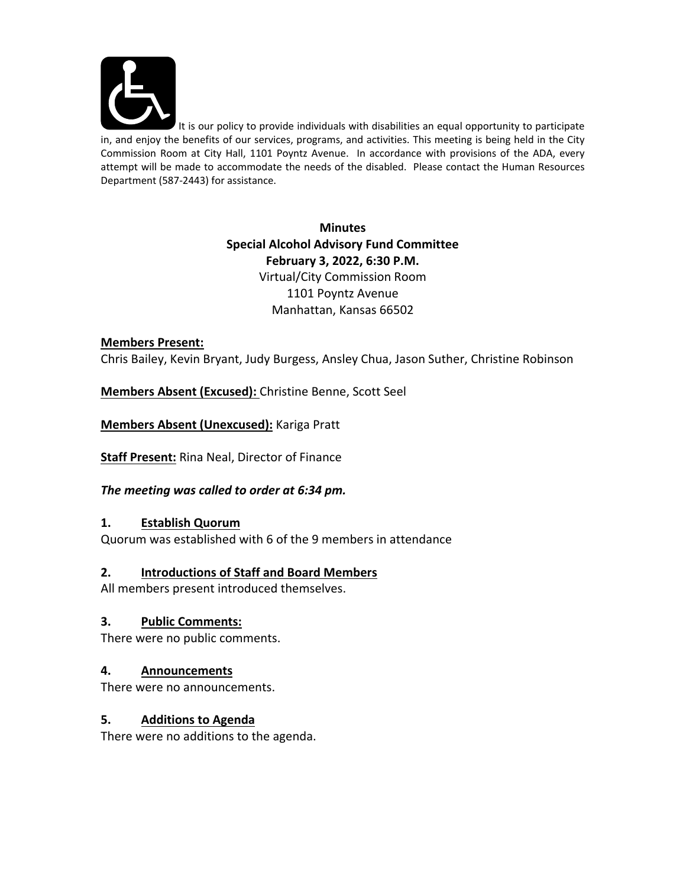It is our policy to provide individuals with disabilities an equal opportunity to participate in, and enjoy the benefits of our services, programs, and activities. This meeting is being held in the City Commission Room at City Hall, 1101 Poyntz Avenue. In accordance with provisions of the ADA, every attempt will be made to accommodate the needs of the disabled. Please contact the Human Resources Department (587-2443) for assistance.

**Minutes**
**Special Alcohol Advisory Fund Committee**
**February 3, 2022, 6:30 P.M.**
Virtual/City Commission Room
1101 Poyntz Avenue
Manhattan, Kansas 66502

**Members Present:**
Chris Bailey, Kevin Bryant, Judy Burgess, Ansley Chua, Jason Suther, Christine Robinson

**Members Absent (Excused):** Christine Benne, Scott Seel

**Members Absent (Unexcused):** Kariga Pratt

**Staff Present:** Rina Neal, Director of Finance

***The meeting was called to order at 6:34 pm.***

## 1. Establish Quorum

Quorum was established with 6 of the 9 members in attendance

## 2. Introductions of Staff and Board Members

All members present introduced themselves.

## 3. Public Comments:

There were no public comments.

## 4. Announcements

There were no announcements.

## 5. Additions to Agenda

There were no additions to the agenda.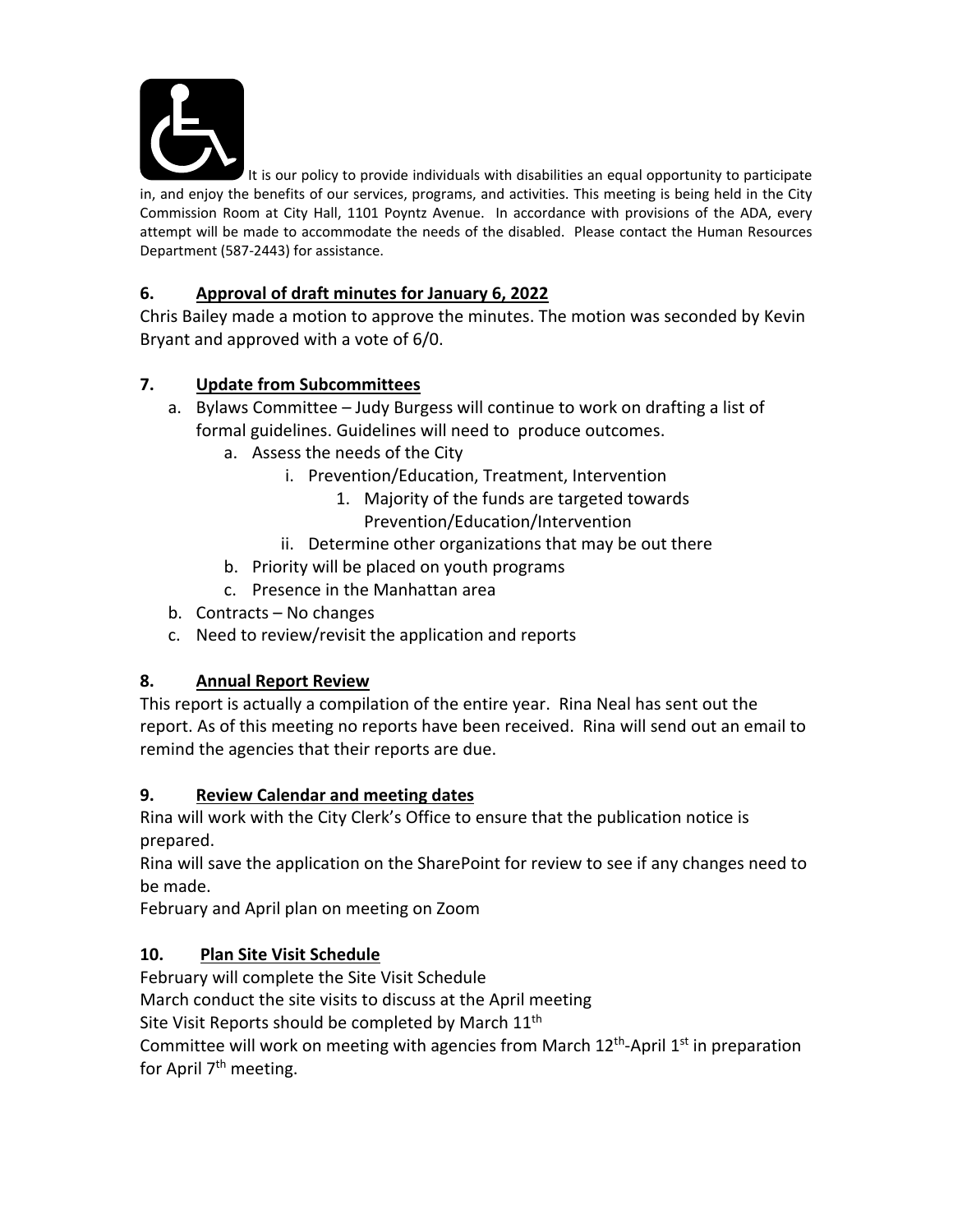It is our policy to provide individuals with disabilities an equal opportunity to participate in, and enjoy the benefits of our services, programs, and activities. This meeting is being held in the City Commission Room at City Hall, 1101 Poyntz Avenue. In accordance with provisions of the ADA, every attempt will be made to accommodate the needs of the disabled. Please contact the Human Resources Department (587-2443) for assistance.

**6. Approval of draft minutes for January 6, 2022**

Chris Bailey made a motion to approve the minutes. The motion was seconded by Kevin Bryant and approved with a vote of 6/0.

**7. Update from Subcommittees**

a. Bylaws Committee – Judy Burgess will continue to work on drafting a list of formal guidelines. Guidelines will need to produce outcomes.
    a. Assess the needs of the City
        i. Prevention/Education, Treatment, Intervention
            1. Majority of the funds are targeted towards Prevention/Education/Intervention
        ii. Determine other organizations that may be out there
    b. Priority will be placed on youth programs
    c. Presence in the Manhattan area
b. Contracts – No changes
c. Need to review/revisit the application and reports

**8. Annual Report Review**

This report is actually a compilation of the entire year. Rina Neal has sent out the report. As of this meeting no reports have been received. Rina will send out an email to remind the agencies that their reports are due.

**9. Review Calendar and meeting dates**

Rina will work with the City Clerk's Office to ensure that the publication notice is prepared.

Rina will save the application on the SharePoint for review to see if any changes need to be made.

February and April plan on meeting on Zoom

**10. Plan Site Visit Schedule**

February will complete the Site Visit Schedule

March conduct the site visits to discuss at the April meeting

Site Visit Reports should be completed by March 11th

Committee will work on meeting with agencies from March 12th-April 1st in preparation for April 7th meeting.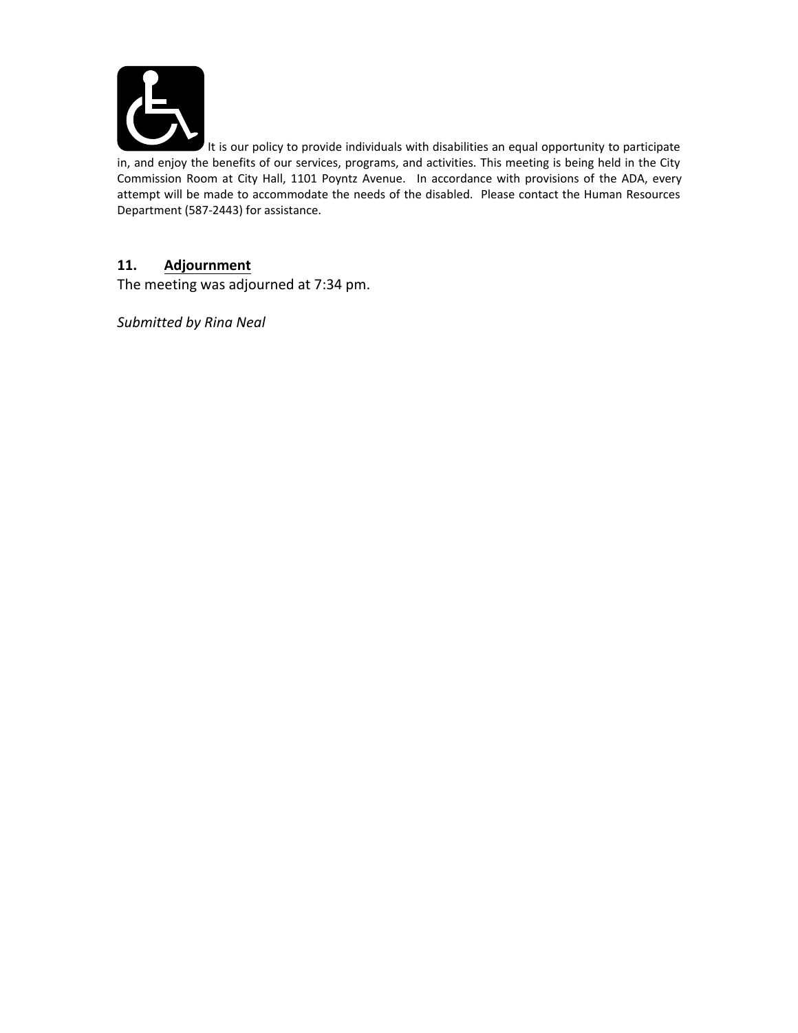It is our policy to provide individuals with disabilities an equal opportunity to participate in, and enjoy the benefits of our services, programs, and activities. This meeting is being held in the City Commission Room at City Hall, 1101 Poyntz Avenue. In accordance with provisions of the ADA, every attempt will be made to accommodate the needs of the disabled. Please contact the Human Resources Department (587-2443) for assistance.

## 11. <u>Adjournment</u>

The meeting was adjourned at 7:34 pm.

*Submitted by Rina Neal*